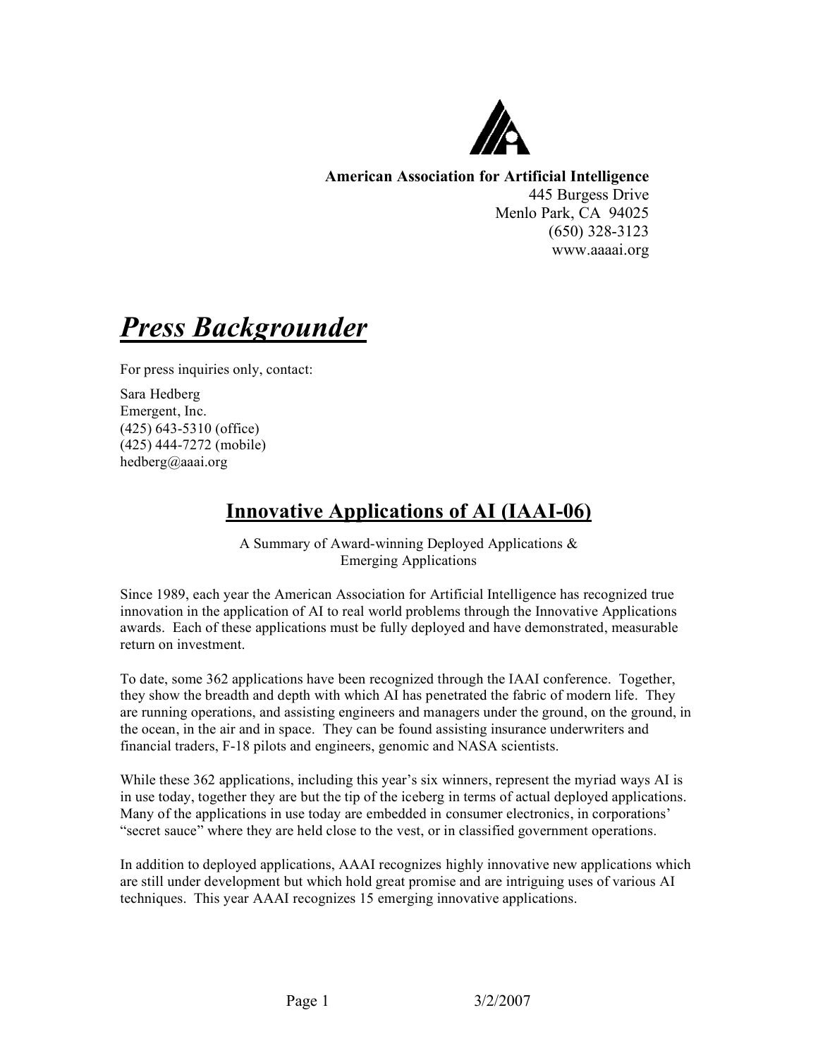**American Association for Artificial Intelligence**
445 Burgess Drive
Menlo Park, CA 94025
(650) 328-3123
www.aaaai.org

# ***Press Backgrounder***

For press inquiries only, contact:

Sara Hedberg
Emergent, Inc.
(425) 643-5310 (office)
(425) 444-7272 (mobile)
hedberg@aaai.org

## Innovative Applications of AI (IAAI-06)

A Summary of Award-winning Deployed Applications &
Emerging Applications

Since 1989, each year the American Association for Artificial Intelligence has recognized true innovation in the application of AI to real world problems through the Innovative Applications awards. Each of these applications must be fully deployed and have demonstrated, measurable return on investment.

To date, some 362 applications have been recognized through the IAAI conference. Together, they show the breadth and depth with which AI has penetrated the fabric of modern life. They are running operations, and assisting engineers and managers under the ground, on the ground, in the ocean, in the air and in space. They can be found assisting insurance underwriters and financial traders, F-18 pilots and engineers, genomic and NASA scientists.

While these 362 applications, including this year's six winners, represent the myriad ways AI is in use today, together they are but the tip of the iceberg in terms of actual deployed applications. Many of the applications in use today are embedded in consumer electronics, in corporations' "secret sauce" where they are held close to the vest, or in classified government operations.

In addition to deployed applications, AAAI recognizes highly innovative new applications which are still under development but which hold great promise and are intriguing uses of various AI techniques. This year AAAI recognizes 15 emerging innovative applications.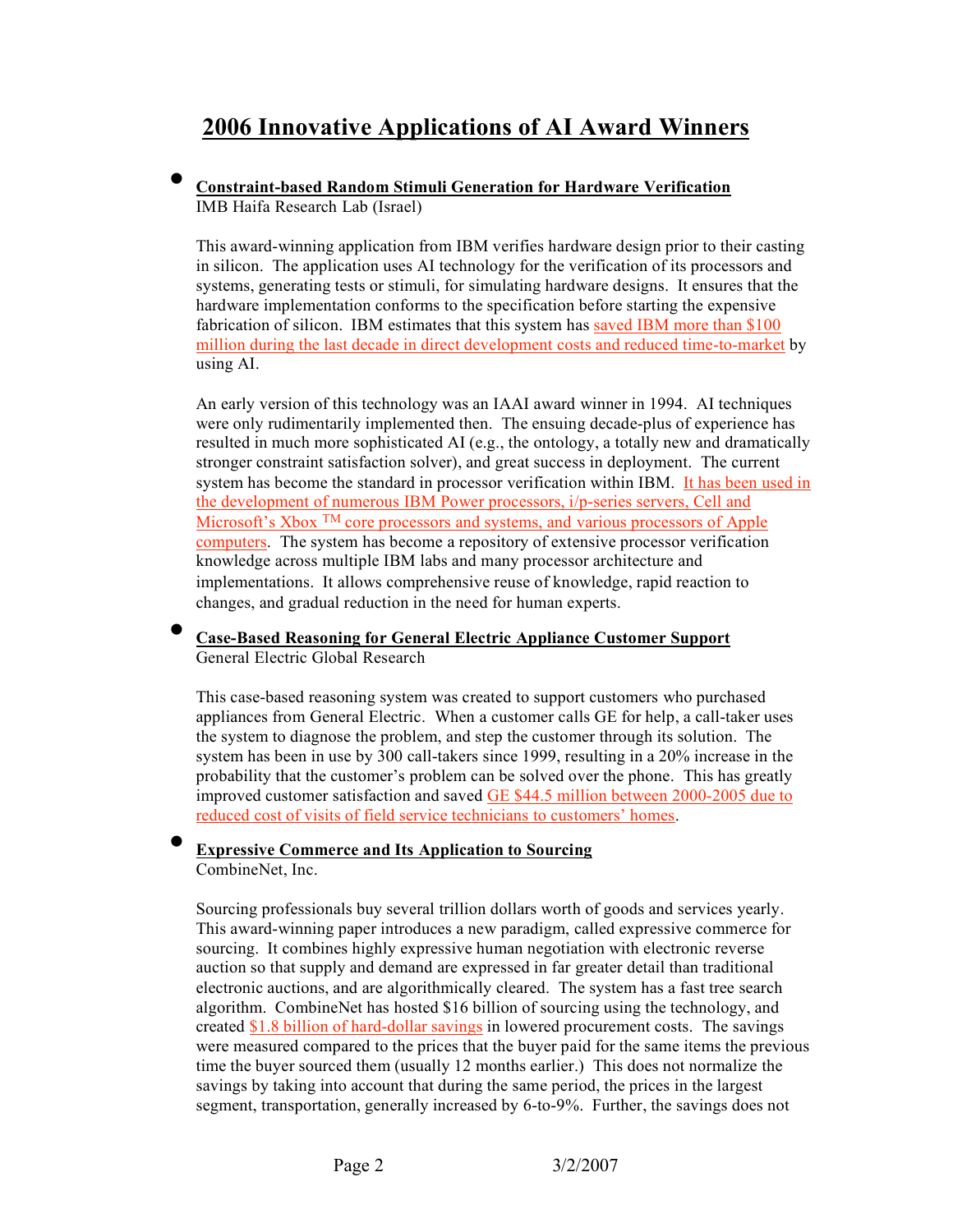# 2006 Innovative Applications of AI Award Winners

- **Constraint-based Random Stimuli Generation for Hardware Verification**
  IMB Haifa Research Lab (Israel)

  This award-winning application from IBM verifies hardware design prior to their casting in silicon. The application uses AI technology for the verification of its processors and systems, generating tests or stimuli, for simulating hardware designs. It ensures that the hardware implementation conforms to the specification before starting the expensive fabrication of silicon. IBM estimates that this system has saved IBM more than $100 million during the last decade in direct development costs and reduced time-to-market by using AI.

  An early version of this technology was an IAAI award winner in 1994. AI techniques were only rudimentarily implemented then. The ensuing decade-plus of experience has resulted in much more sophisticated AI (e.g., the ontology, a totally new and dramatically stronger constraint satisfaction solver), and great success in deployment. The current system has become the standard in processor verification within IBM. It has been used in the development of numerous IBM Power processors, i/p-series servers, Cell and Microsoft's Xbox TM core processors and systems, and various processors of Apple computers. The system has become a repository of extensive processor verification knowledge across multiple IBM labs and many processor architecture and implementations. It allows comprehensive reuse of knowledge, rapid reaction to changes, and gradual reduction in the need for human experts.

- **Case-Based Reasoning for General Electric Appliance Customer Support**
  General Electric Global Research

  This case-based reasoning system was created to support customers who purchased appliances from General Electric. When a customer calls GE for help, a call-taker uses the system to diagnose the problem, and step the customer through its solution. The system has been in use by 300 call-takers since 1999, resulting in a 20% increase in the probability that the customer's problem can be solved over the phone. This has greatly improved customer satisfaction and saved GE $44.5 million between 2000-2005 due to reduced cost of visits of field service technicians to customers' homes.

- **Expressive Commerce and Its Application to Sourcing**
  CombineNet, Inc.

  Sourcing professionals buy several trillion dollars worth of goods and services yearly. This award-winning paper introduces a new paradigm, called expressive commerce for sourcing. It combines highly expressive human negotiation with electronic reverse auction so that supply and demand are expressed in far greater detail than traditional electronic auctions, and are algorithmically cleared. The system has a fast tree search algorithm. CombineNet has hosted $16 billion of sourcing using the technology, and created $1.8 billion of hard-dollar savings in lowered procurement costs. The savings were measured compared to the prices that the buyer paid for the same items the previous time the buyer sourced them (usually 12 months earlier.) This does not normalize the savings by taking into account that during the same period, the prices in the largest segment, transportation, generally increased by 6-to-9%. Further, the savings does not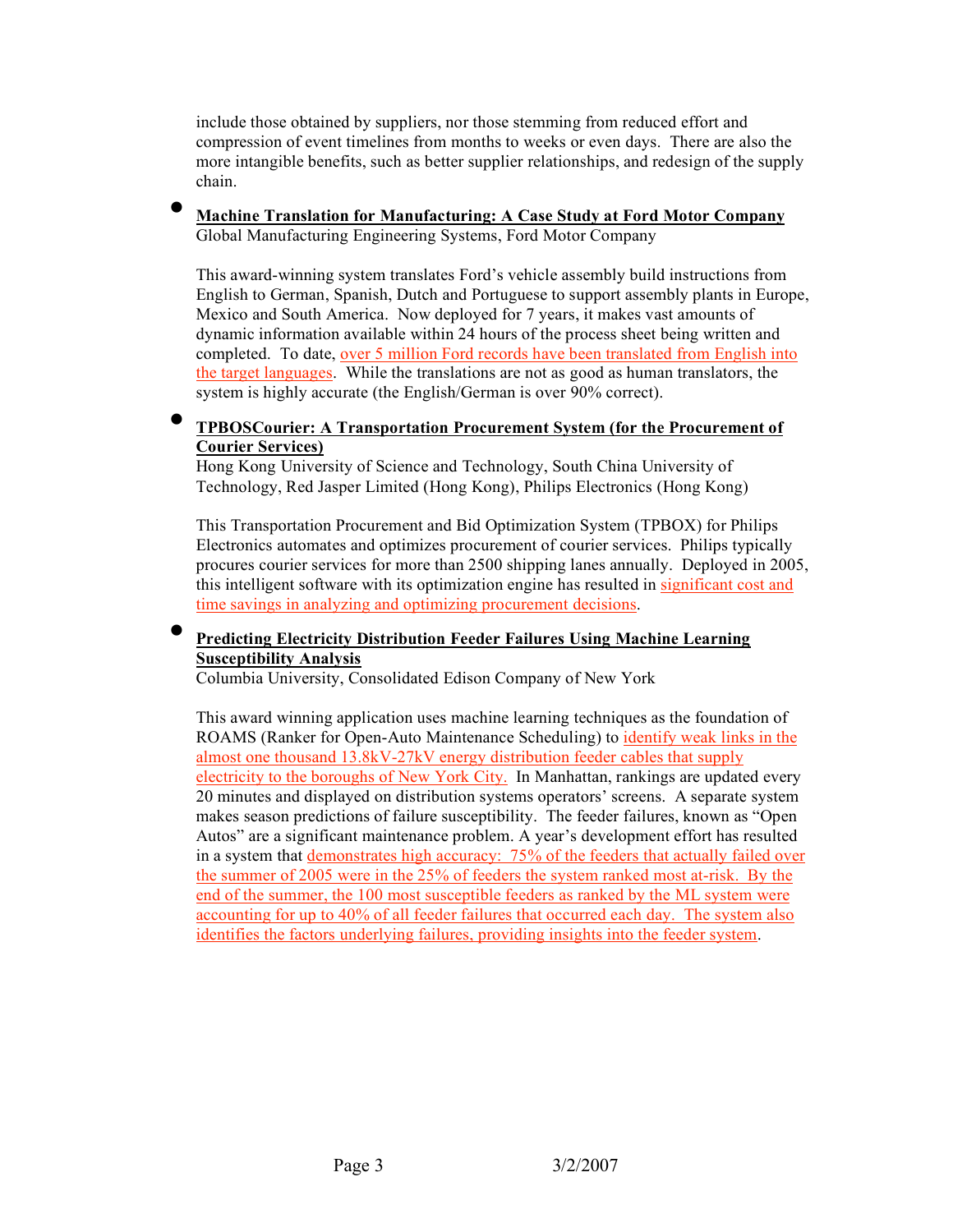include those obtained by suppliers, nor those stemming from reduced effort and compression of event timelines from months to weeks or even days. There are also the more intangible benefits, such as better supplier relationships, and redesign of the supply chain.

- **Machine Translation for Manufacturing: A Case Study at Ford Motor Company**
  Global Manufacturing Engineering Systems, Ford Motor Company

  This award-winning system translates Ford's vehicle assembly build instructions from English to German, Spanish, Dutch and Portuguese to support assembly plants in Europe, Mexico and South America. Now deployed for 7 years, it makes vast amounts of dynamic information available within 24 hours of the process sheet being written and completed. To date, over 5 million Ford records have been translated from English into the target languages. While the translations are not as good as human translators, the system is highly accurate (the English/German is over 90% correct).

- **TPBOSCourier: A Transportation Procurement System (for the Procurement of Courier Services)**
  Hong Kong University of Science and Technology, South China University of Technology, Red Jasper Limited (Hong Kong), Philips Electronics (Hong Kong)

  This Transportation Procurement and Bid Optimization System (TPBOX) for Philips Electronics automates and optimizes procurement of courier services. Philips typically procures courier services for more than 2500 shipping lanes annually. Deployed in 2005, this intelligent software with its optimization engine has resulted in significant cost and time savings in analyzing and optimizing procurement decisions.

- **Predicting Electricity Distribution Feeder Failures Using Machine Learning Susceptibility Analysis**
  Columbia University, Consolidated Edison Company of New York

  This award winning application uses machine learning techniques as the foundation of ROAMS (Ranker for Open-Auto Maintenance Scheduling) to identify weak links in the almost one thousand 13.8kV-27kV energy distribution feeder cables that supply electricity to the boroughs of New York City. In Manhattan, rankings are updated every 20 minutes and displayed on distribution systems operators' screens. A separate system makes season predictions of failure susceptibility. The feeder failures, known as "Open Autos" are a significant maintenance problem. A year's development effort has resulted in a system that demonstrates high accuracy: 75% of the feeders that actually failed over the summer of 2005 were in the 25% of feeders the system ranked most at-risk. By the end of the summer, the 100 most susceptible feeders as ranked by the ML system were accounting for up to 40% of all feeder failures that occurred each day. The system also identifies the factors underlying failures, providing insights into the feeder system.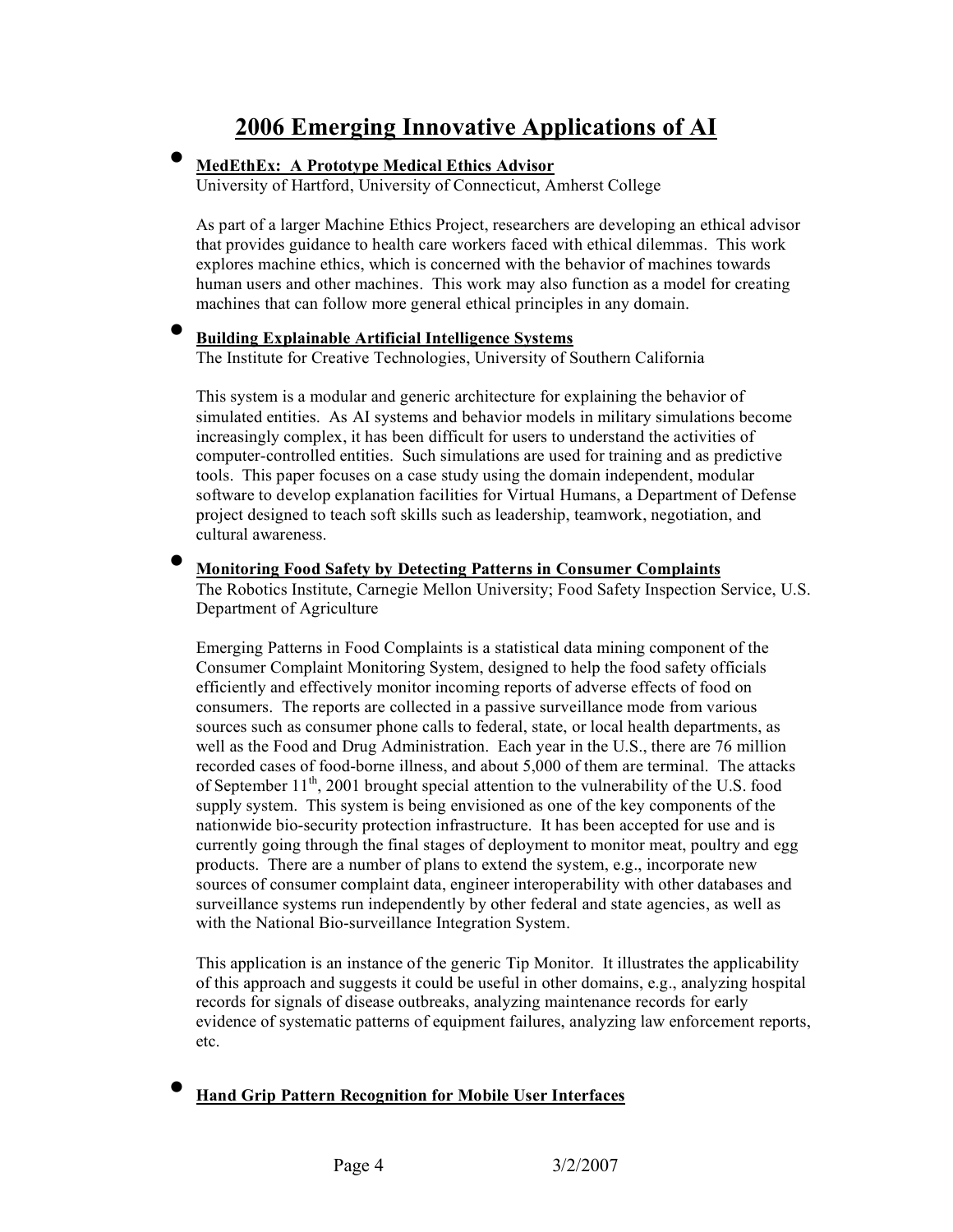# 2006 Emerging Innovative Applications of AI

- **MedEthEx: A Prototype Medical Ethics Advisor**
  University of Hartford, University of Connecticut, Amherst College

  As part of a larger Machine Ethics Project, researchers are developing an ethical advisor that provides guidance to health care workers faced with ethical dilemmas. This work explores machine ethics, which is concerned with the behavior of machines towards human users and other machines. This work may also function as a model for creating machines that can follow more general ethical principles in any domain.

- **Building Explainable Artificial Intelligence Systems**
  The Institute for Creative Technologies, University of Southern California

  This system is a modular and generic architecture for explaining the behavior of simulated entities. As AI systems and behavior models in military simulations become increasingly complex, it has been difficult for users to understand the activities of computer-controlled entities. Such simulations are used for training and as predictive tools. This paper focuses on a case study using the domain independent, modular software to develop explanation facilities for Virtual Humans, a Department of Defense project designed to teach soft skills such as leadership, teamwork, negotiation, and cultural awareness.

- **Monitoring Food Safety by Detecting Patterns in Consumer Complaints**
  The Robotics Institute, Carnegie Mellon University; Food Safety Inspection Service, U.S. Department of Agriculture

  Emerging Patterns in Food Complaints is a statistical data mining component of the Consumer Complaint Monitoring System, designed to help the food safety officials efficiently and effectively monitor incoming reports of adverse effects of food on consumers. The reports are collected in a passive surveillance mode from various sources such as consumer phone calls to federal, state, or local health departments, as well as the Food and Drug Administration. Each year in the U.S., there are 76 million recorded cases of food-borne illness, and about 5,000 of them are terminal. The attacks of September 11th, 2001 brought special attention to the vulnerability of the U.S. food supply system. This system is being envisioned as one of the key components of the nationwide bio-security protection infrastructure. It has been accepted for use and is currently going through the final stages of deployment to monitor meat, poultry and egg products. There are a number of plans to extend the system, e.g., incorporate new sources of consumer complaint data, engineer interoperability with other databases and surveillance systems run independently by other federal and state agencies, as well as with the National Bio-surveillance Integration System.

  This application is an instance of the generic Tip Monitor. It illustrates the applicability of this approach and suggests it could be useful in other domains, e.g., analyzing hospital records for signals of disease outbreaks, analyzing maintenance records for early evidence of systematic patterns of equipment failures, analyzing law enforcement reports, etc.

- **Hand Grip Pattern Recognition for Mobile User Interfaces**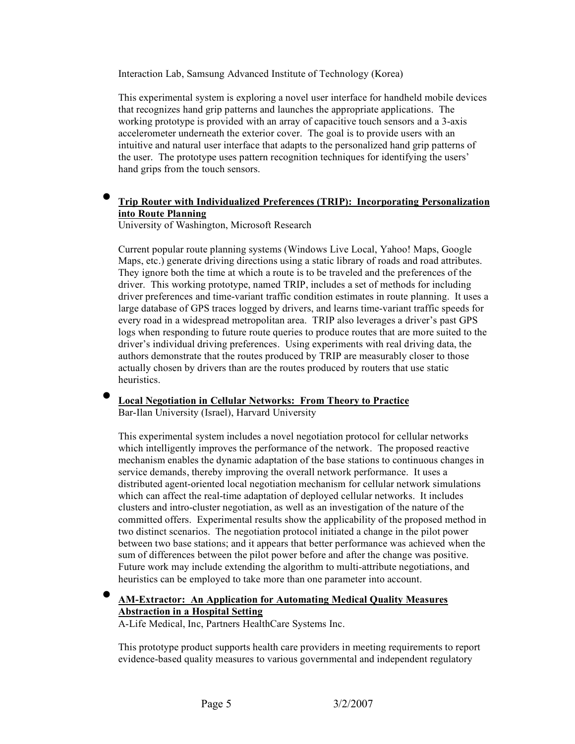Interaction Lab, Samsung Advanced Institute of Technology (Korea)

This experimental system is exploring a novel user interface for handheld mobile devices that recognizes hand grip patterns and launches the appropriate applications. The working prototype is provided with an array of capacitive touch sensors and a 3-axis accelerometer underneath the exterior cover. The goal is to provide users with an intuitive and natural user interface that adapts to the personalized hand grip patterns of the user. The prototype uses pattern recognition techniques for identifying the users' hand grips from the touch sensors.

- **Trip Router with Individualized Preferences (TRIP): Incorporating Personalization into Route Planning**
  University of Washington, Microsoft Research

  Current popular route planning systems (Windows Live Local, Yahoo! Maps, Google Maps, etc.) generate driving directions using a static library of roads and road attributes. They ignore both the time at which a route is to be traveled and the preferences of the driver. This working prototype, named TRIP, includes a set of methods for including driver preferences and time-variant traffic condition estimates in route planning. It uses a large database of GPS traces logged by drivers, and learns time-variant traffic speeds for every road in a widespread metropolitan area. TRIP also leverages a driver's past GPS logs when responding to future route queries to produce routes that are more suited to the driver's individual driving preferences. Using experiments with real driving data, the authors demonstrate that the routes produced by TRIP are measurably closer to those actually chosen by drivers than are the routes produced by routers that use static heuristics.

- **Local Negotiation in Cellular Networks: From Theory to Practice**
  Bar-Ilan University (Israel), Harvard University

  This experimental system includes a novel negotiation protocol for cellular networks which intelligently improves the performance of the network. The proposed reactive mechanism enables the dynamic adaptation of the base stations to continuous changes in service demands, thereby improving the overall network performance. It uses a distributed agent-oriented local negotiation mechanism for cellular network simulations which can affect the real-time adaptation of deployed cellular networks. It includes clusters and intro-cluster negotiation, as well as an investigation of the nature of the committed offers. Experimental results show the applicability of the proposed method in two distinct scenarios. The negotiation protocol initiated a change in the pilot power between two base stations; and it appears that better performance was achieved when the sum of differences between the pilot power before and after the change was positive. Future work may include extending the algorithm to multi-attribute negotiations, and heuristics can be employed to take more than one parameter into account.

- **AM-Extractor: An Application for Automating Medical Quality Measures Abstraction in a Hospital Setting**
  A-Life Medical, Inc, Partners HealthCare Systems Inc.

  This prototype product supports health care providers in meeting requirements to report evidence-based quality measures to various governmental and independent regulatory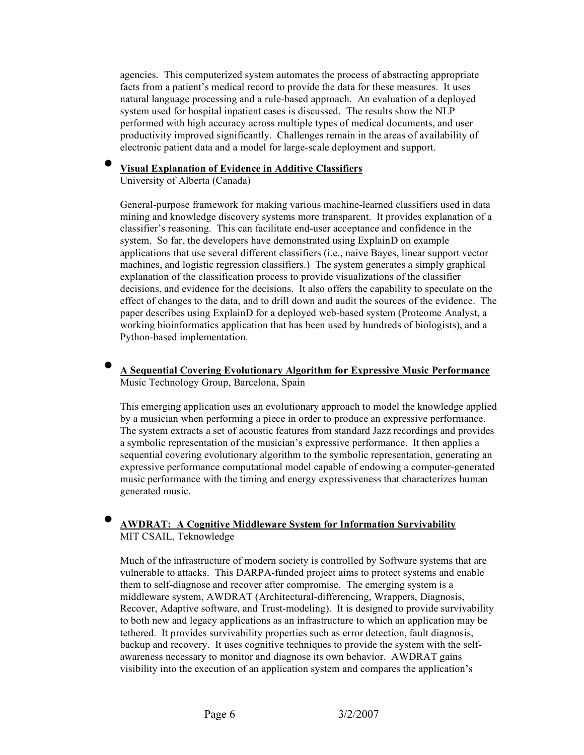agencies. This computerized system automates the process of abstracting appropriate facts from a patient's medical record to provide the data for these measures. It uses natural language processing and a rule-based approach. An evaluation of a deployed system used for hospital inpatient cases is discussed. The results show the NLP performed with high accuracy across multiple types of medical documents, and user productivity improved significantly. Challenges remain in the areas of availability of electronic patient data and a model for large-scale deployment and support.

- **<u>Visual Explanation of Evidence in Additive Classifiers</u>**
  University of Alberta (Canada)

  General-purpose framework for making various machine-learned classifiers used in data mining and knowledge discovery systems more transparent. It provides explanation of a classifier's reasoning. This can facilitate end-user acceptance and confidence in the system. So far, the developers have demonstrated using ExplainD on example applications that use several different classifiers (i.e., naive Bayes, linear support vector machines, and logistic regression classifiers.) The system generates a simply graphical explanation of the classification process to provide visualizations of the classifier decisions, and evidence for the decisions. It also offers the capability to speculate on the effect of changes to the data, and to drill down and audit the sources of the evidence. The paper describes using ExplainD for a deployed web-based system (Proteome Analyst, a working bioinformatics application that has been used by hundreds of biologists), and a Python-based implementation.

- **<u>A Sequential Covering Evolutionary Algorithm for Expressive Music Performance</u>**
  Music Technology Group, Barcelona, Spain

  This emerging application uses an evolutionary approach to model the knowledge applied by a musician when performing a piece in order to produce an expressive performance. The system extracts a set of acoustic features from standard Jazz recordings and provides a symbolic representation of the musician's expressive performance. It then applies a sequential covering evolutionary algorithm to the symbolic representation, generating an expressive performance computational model capable of endowing a computer-generated music performance with the timing and energy expressiveness that characterizes human generated music.

- **<u>AWDRAT: A Cognitive Middleware System for Information Survivability</u>**
  MIT CSAIL, Teknowledge

  Much of the infrastructure of modern society is controlled by Software systems that are vulnerable to attacks. This DARPA-funded project aims to protect systems and enable them to self-diagnose and recover after compromise. The emerging system is a middleware system, AWDRAT (Architectural-differencing, Wrappers, Diagnosis, Recover, Adaptive software, and Trust-modeling). It is designed to provide survivability to both new and legacy applications as an infrastructure to which an application may be tethered. It provides survivability properties such as error detection, fault diagnosis, backup and recovery. It uses cognitive techniques to provide the system with the self-awareness necessary to monitor and diagnose its own behavior. AWDRAT gains visibility into the execution of an application system and compares the application's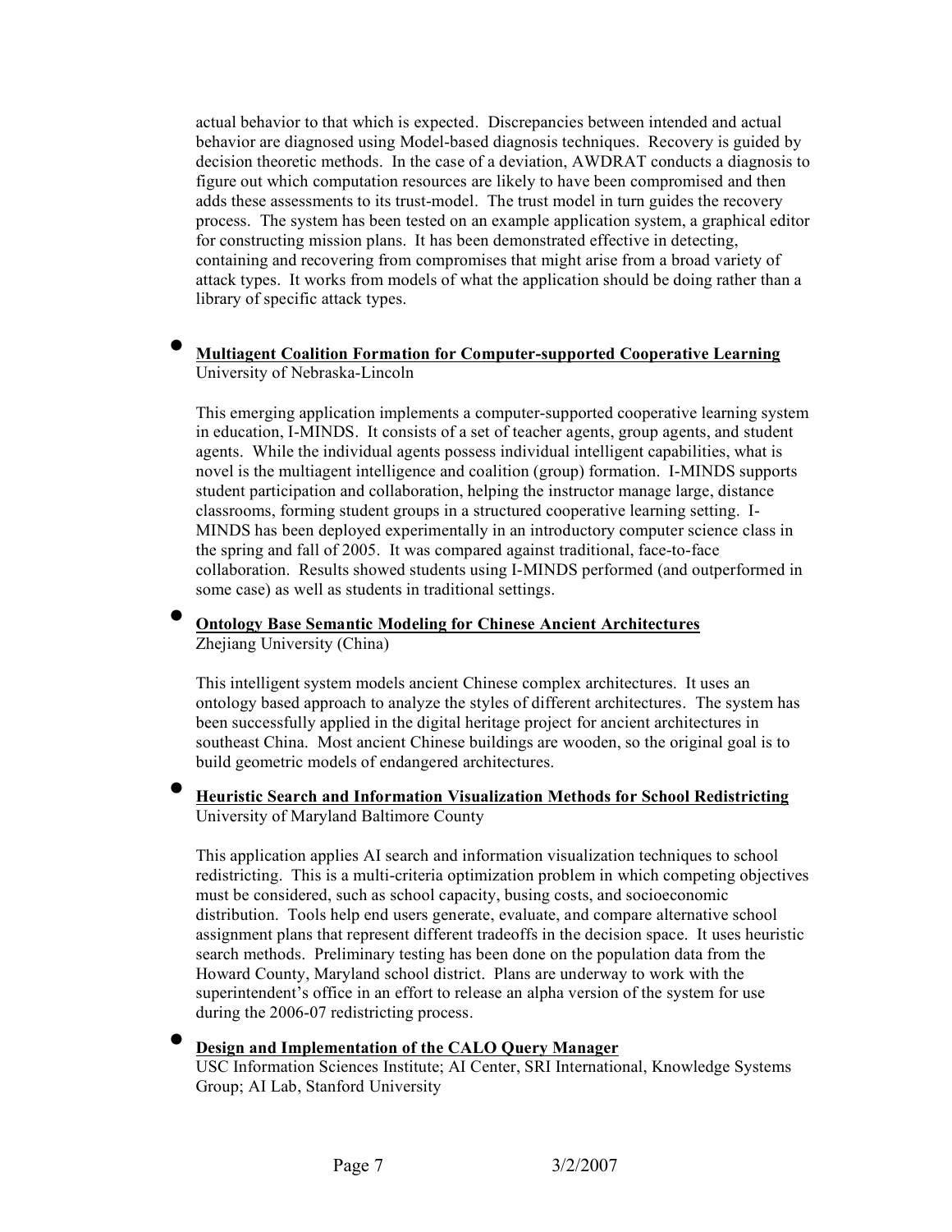actual behavior to that which is expected. Discrepancies between intended and actual behavior are diagnosed using Model-based diagnosis techniques. Recovery is guided by decision theoretic methods. In the case of a deviation, AWDRAT conducts a diagnosis to figure out which computation resources are likely to have been compromised and then adds these assessments to its trust-model. The trust model in turn guides the recovery process. The system has been tested on an example application system, a graphical editor for constructing mission plans. It has been demonstrated effective in detecting, containing and recovering from compromises that might arise from a broad variety of attack types. It works from models of what the application should be doing rather than a library of specific attack types.

- **Multiagent Coalition Formation for Computer-supported Cooperative Learning**
  University of Nebraska-Lincoln

  This emerging application implements a computer-supported cooperative learning system in education, I-MINDS. It consists of a set of teacher agents, group agents, and student agents. While the individual agents possess individual intelligent capabilities, what is novel is the multiagent intelligence and coalition (group) formation. I-MINDS supports student participation and collaboration, helping the instructor manage large, distance classrooms, forming student groups in a structured cooperative learning setting. I-MINDS has been deployed experimentally in an introductory computer science class in the spring and fall of 2005. It was compared against traditional, face-to-face collaboration. Results showed students using I-MINDS performed (and outperformed in some case) as well as students in traditional settings.

- **Ontology Base Semantic Modeling for Chinese Ancient Architectures**
  Zhejiang University (China)

  This intelligent system models ancient Chinese complex architectures. It uses an ontology based approach to analyze the styles of different architectures. The system has been successfully applied in the digital heritage project for ancient architectures in southeast China. Most ancient Chinese buildings are wooden, so the original goal is to build geometric models of endangered architectures.

- **Heuristic Search and Information Visualization Methods for School Redistricting**
  University of Maryland Baltimore County

  This application applies AI search and information visualization techniques to school redistricting. This is a multi-criteria optimization problem in which competing objectives must be considered, such as school capacity, busing costs, and socioeconomic distribution. Tools help end users generate, evaluate, and compare alternative school assignment plans that represent different tradeoffs in the decision space. It uses heuristic search methods. Preliminary testing has been done on the population data from the Howard County, Maryland school district. Plans are underway to work with the superintendent's office in an effort to release an alpha version of the system for use during the 2006-07 redistricting process.

- **Design and Implementation of the CALO Query Manager**
  USC Information Sciences Institute; AI Center, SRI International, Knowledge Systems Group; AI Lab, Stanford University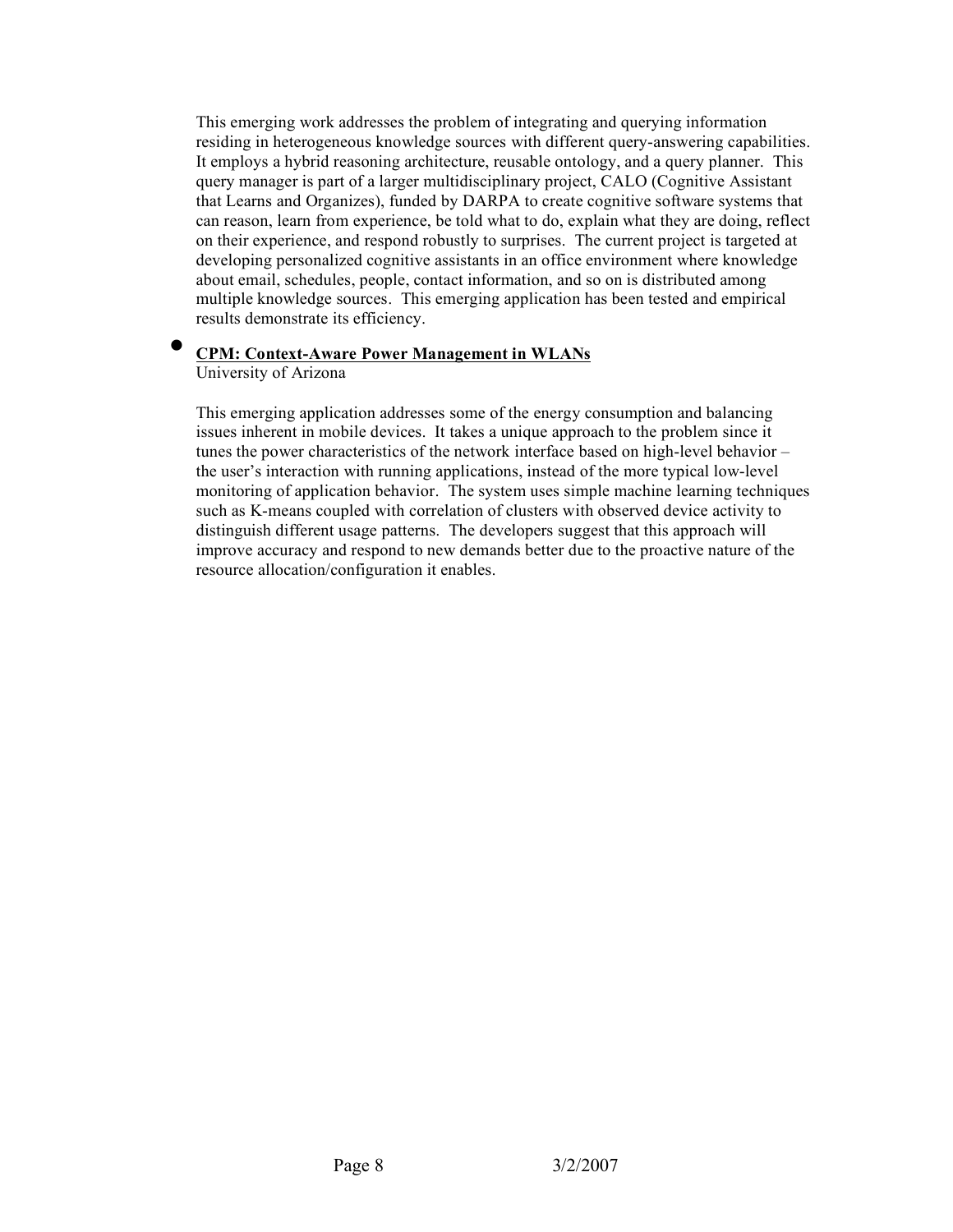This emerging work addresses the problem of integrating and querying information residing in heterogeneous knowledge sources with different query-answering capabilities. It employs a hybrid reasoning architecture, reusable ontology, and a query planner. This query manager is part of a larger multidisciplinary project, CALO (Cognitive Assistant that Learns and Organizes), funded by DARPA to create cognitive software systems that can reason, learn from experience, be told what to do, explain what they are doing, reflect on their experience, and respond robustly to surprises. The current project is targeted at developing personalized cognitive assistants in an office environment where knowledge about email, schedules, people, contact information, and so on is distributed among multiple knowledge sources. This emerging application has been tested and empirical results demonstrate its efficiency.

- **CPM: Context-Aware Power Management in WLANs**
  University of Arizona

  This emerging application addresses some of the energy consumption and balancing issues inherent in mobile devices. It takes a unique approach to the problem since it tunes the power characteristics of the network interface based on high-level behavior – the user's interaction with running applications, instead of the more typical low-level monitoring of application behavior. The system uses simple machine learning techniques such as K-means coupled with correlation of clusters with observed device activity to distinguish different usage patterns. The developers suggest that this approach will improve accuracy and respond to new demands better due to the proactive nature of the resource allocation/configuration it enables.